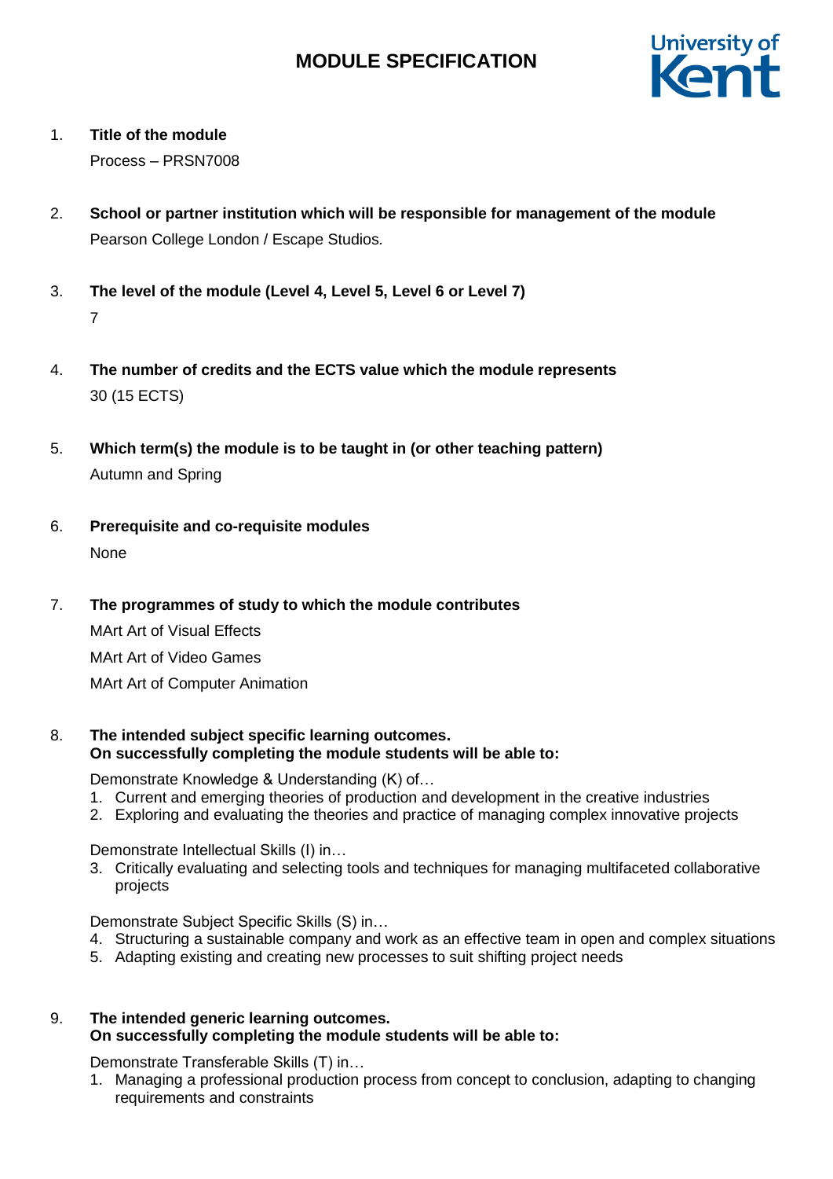# MODULE SPECIFICATION

1. **Title of the module**

   Process – PRSN7008

2. **School or partner institution which will be responsible for management of the module**

   Pearson College London / Escape Studios.

3. **The level of the module (Level 4, Level 5, Level 6 or Level 7)**

   7

4. **The number of credits and the ECTS value which the module represents**

   30 (15 ECTS)

5. **Which term(s) the module is to be taught in (or other teaching pattern)**

   Autumn and Spring

6. **Prerequisite and co-requisite modules**

   None

7. **The programmes of study to which the module contributes**

   MArt Art of Visual Effects

   MArt Art of Video Games

   MArt Art of Computer Animation

8. **The intended subject specific learning outcomes.**
   **On successfully completing the module students will be able to:**

   Demonstrate Knowledge & Understanding (K) of…
   1. Current and emerging theories of production and development in the creative industries
   2. Exploring and evaluating the theories and practice of managing complex innovative projects

   Demonstrate Intellectual Skills (I) in…
   3. Critically evaluating and selecting tools and techniques for managing multifaceted collaborative projects

   Demonstrate Subject Specific Skills (S) in…
   4. Structuring a sustainable company and work as an effective team in open and complex situations
   5. Adapting existing and creating new processes to suit shifting project needs

9. **The intended generic learning outcomes.**
   **On successfully completing the module students will be able to:**

   Demonstrate Transferable Skills (T) in…
   1. Managing a professional production process from concept to conclusion, adapting to changing requirements and constraints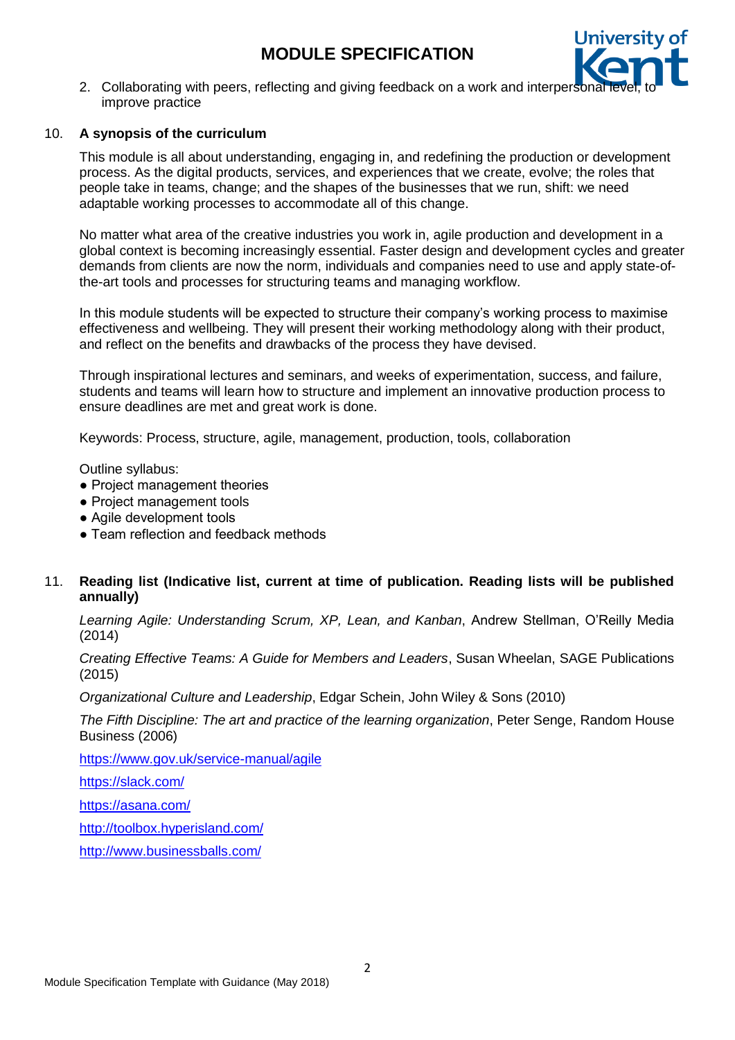2. Collaborating with peers, reflecting and giving feedback on a work and interpersonal level, to improve practice

## 10. A synopsis of the curriculum

This module is all about understanding, engaging in, and redefining the production or development process. As the digital products, services, and experiences that we create, evolve; the roles that people take in teams, change; and the shapes of the businesses that we run, shift: we need adaptable working processes to accommodate all of this change.

No matter what area of the creative industries you work in, agile production and development in a global context is becoming increasingly essential. Faster design and development cycles and greater demands from clients are now the norm, individuals and companies need to use and apply state-of-the-art tools and processes for structuring teams and managing workflow.

In this module students will be expected to structure their company's working process to maximise effectiveness and wellbeing. They will present their working methodology along with their product, and reflect on the benefits and drawbacks of the process they have devised.

Through inspirational lectures and seminars, and weeks of experimentation, success, and failure, students and teams will learn how to structure and implement an innovative production process to ensure deadlines are met and great work is done.

Keywords: Process, structure, agile, management, production, tools, collaboration

Outline syllabus:

- Project management theories
- Project management tools
- Agile development tools
- Team reflection and feedback methods

## 11. Reading list (Indicative list, current at time of publication. Reading lists will be published annually)

*Learning Agile: Understanding Scrum, XP, Lean, and Kanban*, Andrew Stellman, O'Reilly Media (2014)

*Creating Effective Teams: A Guide for Members and Leaders*, Susan Wheelan, SAGE Publications (2015)

*Organizational Culture and Leadership*, Edgar Schein, John Wiley & Sons (2010)

*The Fifth Discipline: The art and practice of the learning organization*, Peter Senge, Random House Business (2006)

https://www.gov.uk/service-manual/agile

https://slack.com/

https://asana.com/

http://toolbox.hyperisland.com/

http://www.businessballs.com/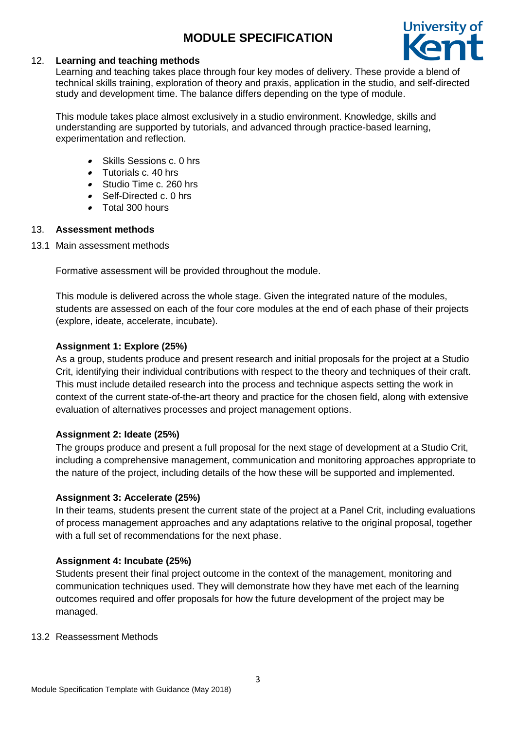12. **Learning and teaching methods**

Learning and teaching takes place through four key modes of delivery. These provide a blend of technical skills training, exploration of theory and praxis, application in the studio, and self-directed study and development time. The balance differs depending on the type of module.

This module takes place almost exclusively in a studio environment. Knowledge, skills and understanding are supported by tutorials, and advanced through practice-based learning, experimentation and reflection.

- Skills Sessions c. 0 hrs
- Tutorials c. 40 hrs
- Studio Time c. 260 hrs
- Self-Directed c. 0 hrs
- Total 300 hours

13. **Assessment methods**

13.1 Main assessment methods

Formative assessment will be provided throughout the module.

This module is delivered across the whole stage. Given the integrated nature of the modules, students are assessed on each of the four core modules at the end of each phase of their projects (explore, ideate, accelerate, incubate).

**Assignment 1: Explore (25%)**

As a group, students produce and present research and initial proposals for the project at a Studio Crit, identifying their individual contributions with respect to the theory and techniques of their craft. This must include detailed research into the process and technique aspects setting the work in context of the current state-of-the-art theory and practice for the chosen field, along with extensive evaluation of alternatives processes and project management options.

**Assignment 2: Ideate (25%)**

The groups produce and present a full proposal for the next stage of development at a Studio Crit, including a comprehensive management, communication and monitoring approaches appropriate to the nature of the project, including details of the how these will be supported and implemented.

**Assignment 3: Accelerate (25%)**

In their teams, students present the current state of the project at a Panel Crit, including evaluations of process management approaches and any adaptations relative to the original proposal, together with a full set of recommendations for the next phase.

**Assignment 4: Incubate (25%)**

Students present their final project outcome in the context of the management, monitoring and communication techniques used. They will demonstrate how they have met each of the learning outcomes required and offer proposals for how the future development of the project may be managed.

13.2 Reassessment Methods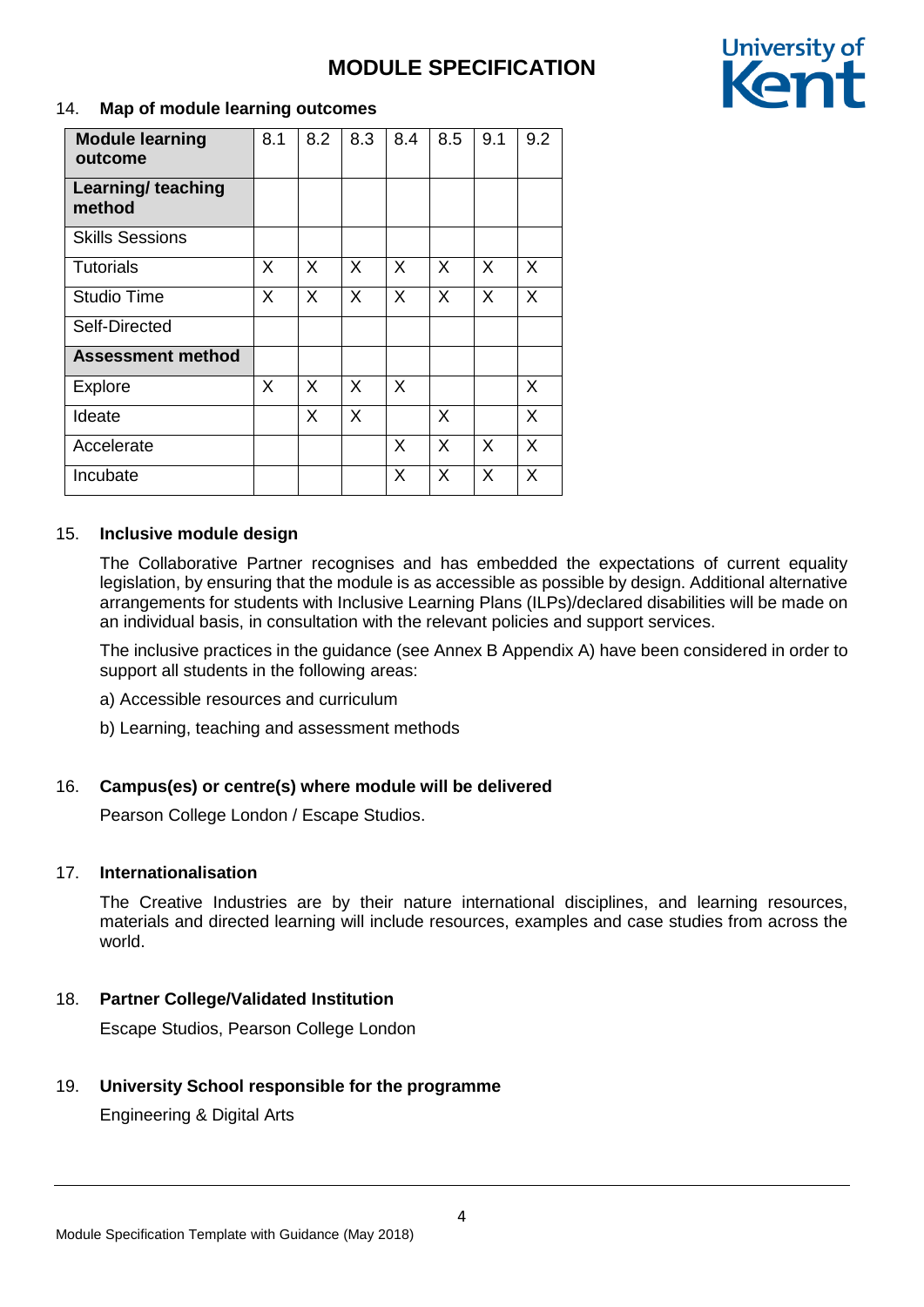14. **Map of module learning outcomes**

| **Module learning outcome** | 8.1 | 8.2 | 8.3 | 8.4 | 8.5 | 9.1 | 9.2 |
|---|---|---|---|---|---|---|---|
| **Learning/ teaching method** | | | | | | | |
| Skills Sessions | | | | | | | |
| Tutorials | X | X | X | X | X | X | X |
| Studio Time | X | X | X | X | X | X | X |
| Self-Directed | | | | | | | |
| **Assessment method** | | | | | | | |
| Explore | X | X | X | X | | | X |
| Ideate | | X | X | | X | | X |
| Accelerate | | | | X | X | X | X |
| Incubate | | | | X | X | X | X |

15. **Inclusive module design**

The Collaborative Partner recognises and has embedded the expectations of current equality legislation, by ensuring that the module is as accessible as possible by design. Additional alternative arrangements for students with Inclusive Learning Plans (ILPs)/declared disabilities will be made on an individual basis, in consultation with the relevant policies and support services.

The inclusive practices in the guidance (see Annex B Appendix A) have been considered in order to support all students in the following areas:

a) Accessible resources and curriculum

b) Learning, teaching and assessment methods

16. **Campus(es) or centre(s) where module will be delivered**

Pearson College London / Escape Studios.

17. **Internationalisation**

The Creative Industries are by their nature international disciplines, and learning resources, materials and directed learning will include resources, examples and case studies from across the world.

18. **Partner College/Validated Institution**

Escape Studios, Pearson College London

19. **University School responsible for the programme**

Engineering & Digital Arts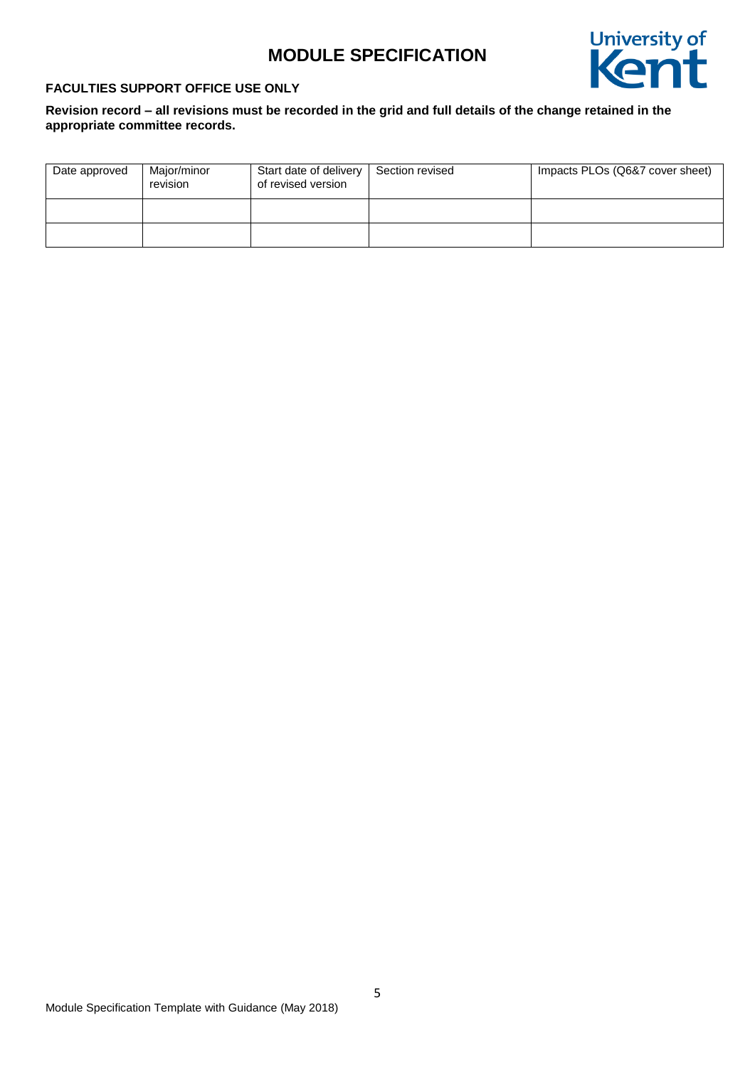# MODULE SPECIFICATION

**FACULTIES SUPPORT OFFICE USE ONLY**

**Revision record – all revisions must be recorded in the grid and full details of the change retained in the appropriate committee records.**

| Date approved | Major/minor revision | Start date of delivery of revised version | Section revised | Impacts PLOs (Q6&7 cover sheet) |
|---|---|---|---|---|
| | | | | |
| | | | | |

Module Specification Template with Guidance (May 2018)